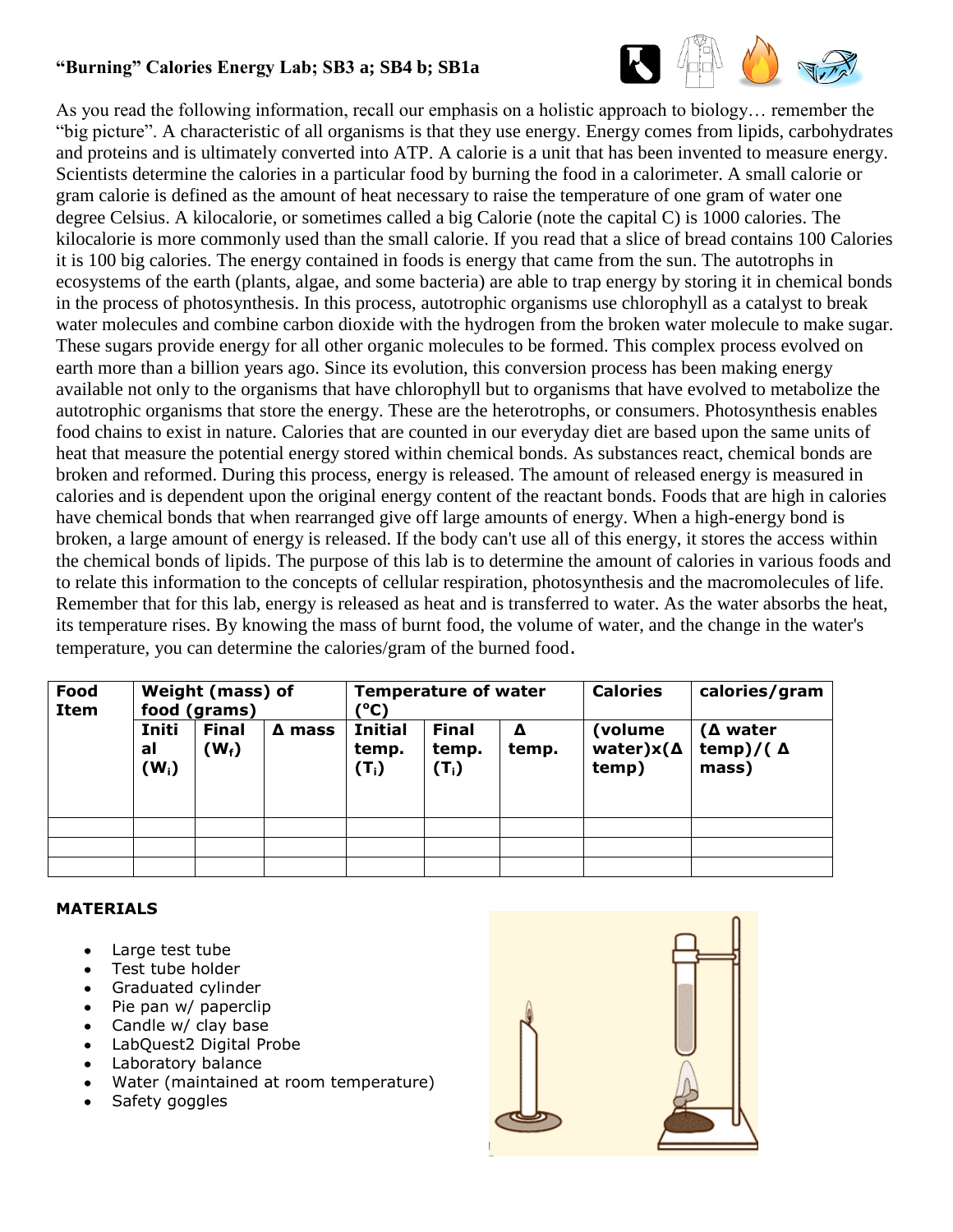# "Burning" Calories Energy Lab; SB3 a; SB4 b; SB1a

As you read the following information, recall our emphasis on a holistic approach to biology… remember the "big picture". A characteristic of all organisms is that they use energy. Energy comes from lipids, carbohydrates and proteins and is ultimately converted into ATP. A calorie is a unit that has been invented to measure energy. Scientists determine the calories in a particular food by burning the food in a calorimeter. A small calorie or gram calorie is defined as the amount of heat necessary to raise the temperature of one gram of water one degree Celsius. A kilocalorie, or sometimes called a big Calorie (note the capital C) is 1000 calories. The kilocalorie is more commonly used than the small calorie. If you read that a slice of bread contains 100 Calories it is 100 big calories. The energy contained in foods is energy that came from the sun. The autotrophs in ecosystems of the earth (plants, algae, and some bacteria) are able to trap energy by storing it in chemical bonds in the process of photosynthesis. In this process, autotrophic organisms use chlorophyll as a catalyst to break water molecules and combine carbon dioxide with the hydrogen from the broken water molecule to make sugar. These sugars provide energy for all other organic molecules to be formed. This complex process evolved on earth more than a billion years ago. Since its evolution, this conversion process has been making energy available not only to the organisms that have chlorophyll but to organisms that have evolved to metabolize the autotrophic organisms that store the energy. These are the heterotrophs, or consumers. Photosynthesis enables food chains to exist in nature. Calories that are counted in our everyday diet are based upon the same units of heat that measure the potential energy stored within chemical bonds. As substances react, chemical bonds are broken and reformed. During this process, energy is released. The amount of released energy is measured in calories and is dependent upon the original energy content of the reactant bonds. Foods that are high in calories have chemical bonds that when rearranged give off large amounts of energy. When a high-energy bond is broken, a large amount of energy is released. If the body can't use all of this energy, it stores the access within the chemical bonds of lipids. The purpose of this lab is to determine the amount of calories in various foods and to relate this information to the concepts of cellular respiration, photosynthesis and the macromolecules of life. Remember that for this lab, energy is released as heat and is transferred to water. As the water absorbs the heat, its temperature rises. By knowing the mass of burnt food, the volume of water, and the change in the water's temperature, you can determine the calories/gram of the burned food.

| Food Item | Weight (mass) of food (grams) | | | Temperature of water (°C) | | | Calories | calories/gram |
|---|---|---|---|---|---|---|---|---|
| | Initial ($W_i$) | Final ($W_f$) | Δ mass | Initial temp. ($T_i$) | Final temp. ($T_i$) | Δ temp. | (volume water)x(Δ temp) | (Δ water temp)/( Δ mass) |
| | | | | | | | | |
| | | | | | | | | |
| | | | | | | | | |

**MATERIALS**

- Large test tube
- Test tube holder
- Graduated cylinder
- Pie pan w/ paperclip
- Candle w/ clay base
- LabQuest2 Digital Probe
- Laboratory balance
- Water (maintained at room temperature)
- Safety goggles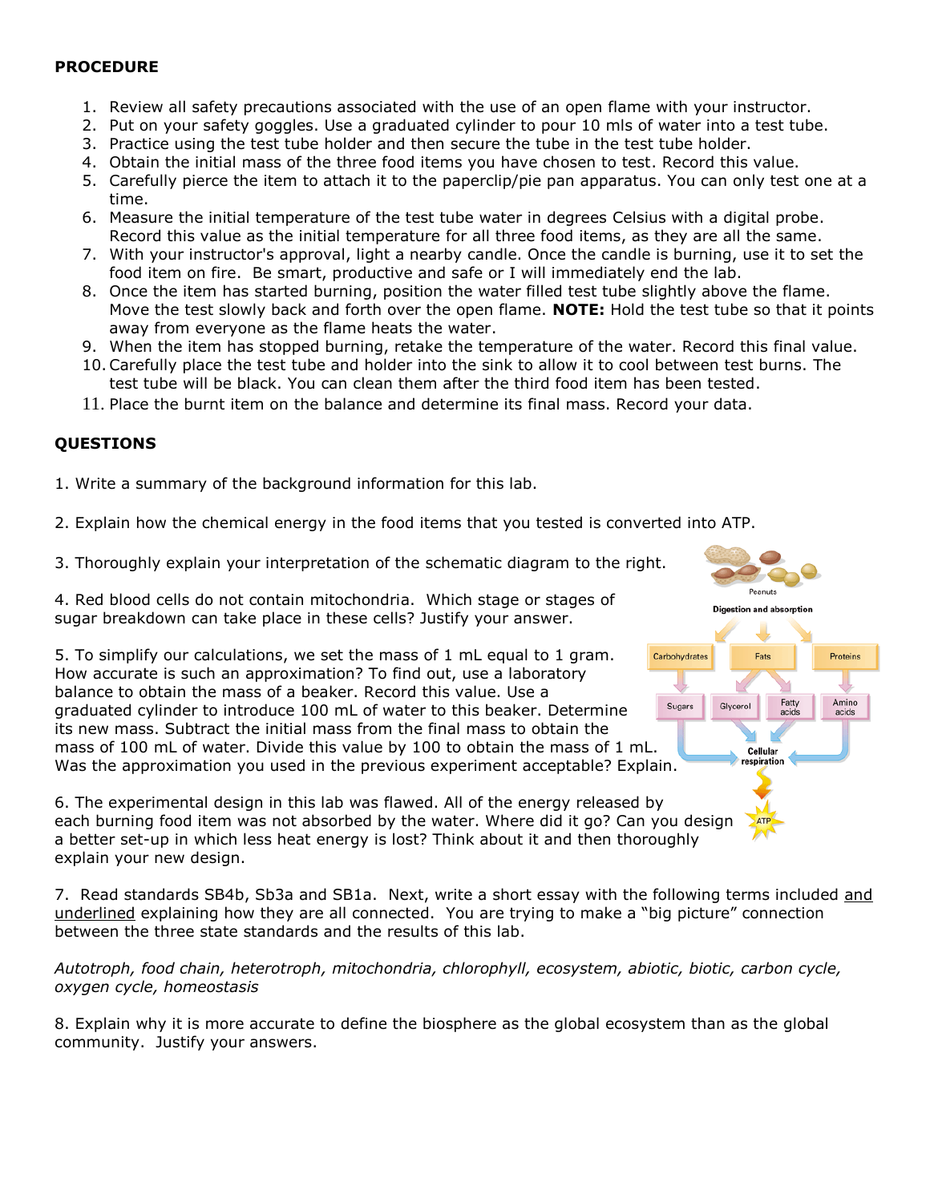**PROCEDURE**

1. Review all safety precautions associated with the use of an open flame with your instructor.
2. Put on your safety goggles. Use a graduated cylinder to pour 10 mls of water into a test tube.
3. Practice using the test tube holder and then secure the tube in the test tube holder.
4. Obtain the initial mass of the three food items you have chosen to test. Record this value.
5. Carefully pierce the item to attach it to the paperclip/pie pan apparatus. You can only test one at a time.
6. Measure the initial temperature of the test tube water in degrees Celsius with a digital probe. Record this value as the initial temperature for all three food items, as they are all the same.
7. With your instructor's approval, light a nearby candle. Once the candle is burning, use it to set the food item on fire. Be smart, productive and safe or I will immediately end the lab.
8. Once the item has started burning, position the water filled test tube slightly above the flame. Move the test slowly back and forth over the open flame. **NOTE:** Hold the test tube so that it points away from everyone as the flame heats the water.
9. When the item has stopped burning, retake the temperature of the water. Record this final value.
10. Carefully place the test tube and holder into the sink to allow it to cool between test burns. The test tube will be black. You can clean them after the third food item has been tested.
11. Place the burnt item on the balance and determine its final mass. Record your data.

**QUESTIONS**

1. Write a summary of the background information for this lab.

2. Explain how the chemical energy in the food items that you tested is converted into ATP.

3. Thoroughly explain your interpretation of the schematic diagram to the right.

Peanuts

Digestion and absorption

Carbohydrates

Fats

Proteins

Sugars

Glycerol

Fatty acids

Amino acids

Cellular respiration

ATP

4. Red blood cells do not contain mitochondria. Which stage or stages of sugar breakdown can take place in these cells? Justify your answer.

5. To simplify our calculations, we set the mass of 1 mL equal to 1 gram. How accurate is such an approximation? To find out, use a laboratory balance to obtain the mass of a beaker. Record this value. Use a graduated cylinder to introduce 100 mL of water to this beaker. Determine its new mass. Subtract the initial mass from the final mass to obtain the mass of 100 mL of water. Divide this value by 100 to obtain the mass of 1 mL. Was the approximation you used in the previous experiment acceptable? Explain.

6. The experimental design in this lab was flawed. All of the energy released by each burning food item was not absorbed by the water. Where did it go? Can you design a better set-up in which less heat energy is lost? Think about it and then thoroughly explain your new design.

7. Read standards SB4b, Sb3a and SB1a. Next, write a short essay with the following terms included and underlined explaining how they are all connected. You are trying to make a "big picture" connection between the three state standards and the results of this lab.

*Autotroph, food chain, heterotroph, mitochondria, chlorophyll, ecosystem, abiotic, biotic, carbon cycle, oxygen cycle, homeostasis*

8. Explain why it is more accurate to define the biosphere as the global ecosystem than as the global community. Justify your answers.